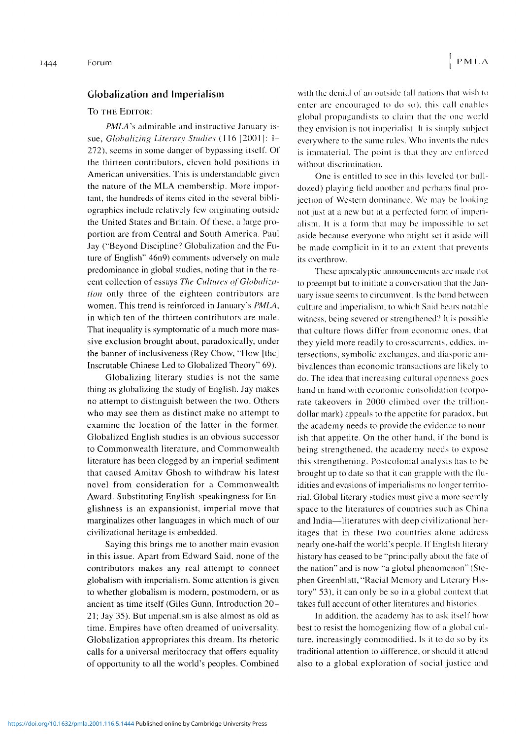## Globalization and Imperialism

To the Editor:

*PMLA*'s admirable and instructive January issue, *Globalizing Literary Studies* (116 [2001]: 1–272), seems in some danger of bypassing itself. Of the thirteen contributors, eleven hold positions in American universities. This is understandable given the nature of the MLA membership. More important, the hundreds of items cited in the several bibliographies include relatively few originating outside the United States and Britain. Of these, a large proportion are from Central and South America. Paul Jay ("Beyond Discipline? Globalization and the Future of English" 46n9) comments adversely on male predominance in global studies, noting that in the recent collection of essays *The Cultures of Globalization* only three of the eighteen contributors are women. This trend is reinforced in January's *PMLA*, in which ten of the thirteen contributors are male. That inequality is symptomatic of a much more massive exclusion brought about, paradoxically, under the banner of inclusiveness (Rey Chow, "How [the] Inscrutable Chinese Led to Globalized Theory" 69).

Globalizing literary studies is not the same thing as globalizing the study of English. Jay makes no attempt to distinguish between the two. Others who may see them as distinct make no attempt to examine the location of the latter in the former. Globalized English studies is an obvious successor to Commonwealth literature, and Commonwealth literature has been clogged by an imperial sediment that caused Amitav Ghosh to withdraw his latest novel from consideration for a Commonwealth Award. Substituting English-speakingness for Englishness is an expansionist, imperial move that marginalizes other languages in which much of our civilizational heritage is embedded.

Saying this brings me to another main evasion in this issue. Apart from Edward Said, none of the contributors makes any real attempt to connect globalism with imperialism. Some attention is given to whether globalism is modern, postmodern, or as ancient as time itself (Giles Gunn, Introduction 20–21; Jay 35). But imperialism is also almost as old as time. Empires have often dreamed of universality. Globalization appropriates this dream. Its rhetoric calls for a universal meritocracy that offers equality of opportunity to all the world's peoples. Combined with the denial of an outside (all nations that wish to enter are encouraged to do so), this call enables global propagandists to claim that the one world they envision is not imperialist. It is simply subject everywhere to the same rules. Who invents the rules is immaterial. The point is that they are enforced without discrimination.

One is entitled to see in this leveled (or bulldozed) playing field another and perhaps final projection of Western dominance. We may be looking not just at a new but at a perfected form of imperialism. It is a form that may be impossible to set aside because everyone who might set it aside will be made complicit in it to an extent that prevents its overthrow.

These apocalyptic announcements are made not to preempt but to initiate a conversation that the January issue seems to circumvent. Is the bond between culture and imperialism, to which Said bears notable witness, being severed or strengthened? It is possible that culture flows differ from economic ones, that they yield more readily to crosscurrents, eddies, intersections, symbolic exchanges, and diasporic ambivalences than economic transactions are likely to do. The idea that increasing cultural openness goes hand in hand with economic consolidation (corporate takeovers in 2000 climbed over the trillion-dollar mark) appeals to the appetite for paradox, but the academy needs to provide the evidence to nourish that appetite. On the other hand, if the bond is being strengthened, the academy needs to expose this strengthening. Postcolonial analysis has to be brought up to date so that it can grapple with the fluidities and evasions of imperialisms no longer territorial. Global literary studies must give a more seemly space to the literatures of countries such as China and India—literatures with deep civilizational heritages that in these two countries alone address nearly one-half the world's people. If English literary history has ceased to be "principally about the fate of the nation" and is now "a global phenomenon" (Stephen Greenblatt, "Racial Memory and Literary History" 53), it can only be so in a global context that takes full account of other literatures and histories.

In addition, the academy has to ask itself how best to resist the homogenizing flow of a global culture, increasingly commodified. Is it to do so by its traditional attention to difference, or should it attend also to a global exploration of social justice and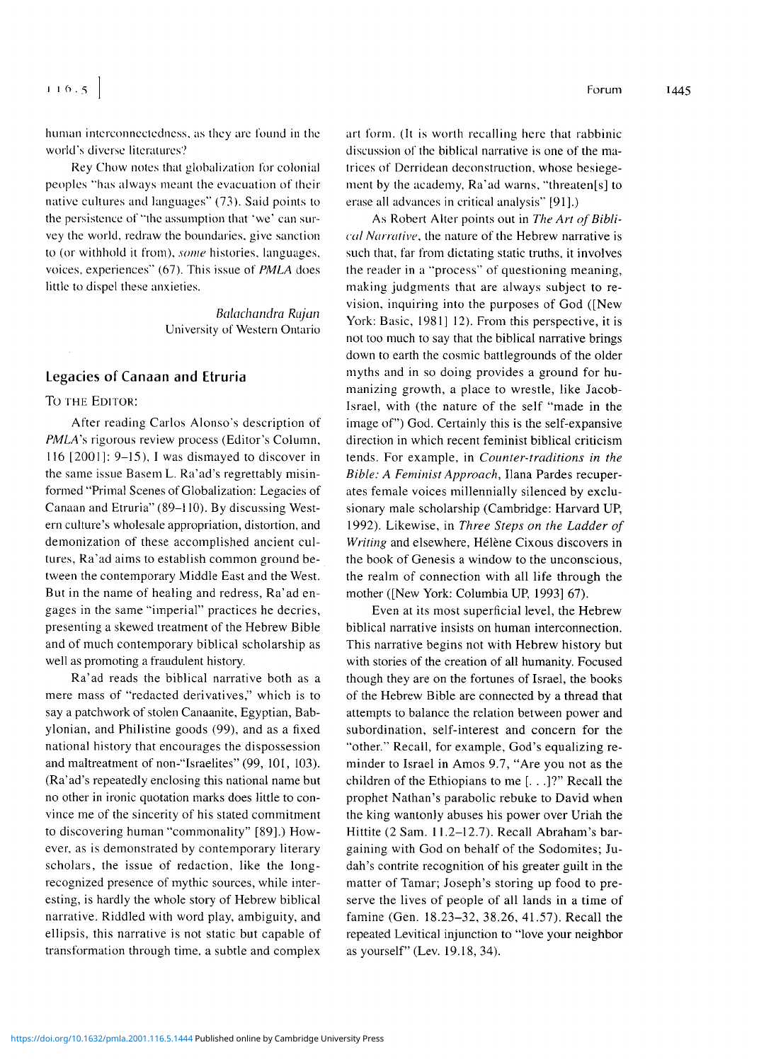human interconnectedness, as they are found in the world's diverse literatures?

Rey Chow notes that globalization for colonial peoples "has always meant the evacuation of their native cultures and languages" (73). Said points to the persistence of "the assumption that 'we' can survey the world, redraw the boundaries, give sanction to (or withhold it from), *some* histories, languages, voices, experiences" (67). This issue of *PMLA* does little to dispel these anxieties.

*Balachandra Rajan*
University of Western Ontario

## Legacies of Canaan and Etruria

To the Editor:

After reading Carlos Alonso's description of *PMLA*'s rigorous review process (Editor's Column, 116 [2001]: 9–15), I was dismayed to discover in the same issue Basem L. Ra'ad's regrettably misinformed "Primal Scenes of Globalization: Legacies of Canaan and Etruria" (89–110). By discussing Western culture's wholesale appropriation, distortion, and demonization of these accomplished ancient cultures, Ra'ad aims to establish common ground between the contemporary Middle East and the West. But in the name of healing and redress, Ra'ad engages in the same "imperial" practices he decries, presenting a skewed treatment of the Hebrew Bible and of much contemporary biblical scholarship as well as promoting a fraudulent history.

Ra'ad reads the biblical narrative both as a mere mass of "redacted derivatives," which is to say a patchwork of stolen Canaanite, Egyptian, Babylonian, and Philistine goods (99), and as a fixed national history that encourages the dispossession and maltreatment of non-"Israelites" (99, 101, 103). (Ra'ad's repeatedly enclosing this national name but no other in ironic quotation marks does little to convince me of the sincerity of his stated commitment to discovering human "commonality" [89].) However, as is demonstrated by contemporary literary scholars, the issue of redaction, like the long-recognized presence of mythic sources, while interesting, is hardly the whole story of Hebrew biblical narrative. Riddled with word play, ambiguity, and ellipsis, this narrative is not static but capable of transformation through time, a subtle and complex art form. (It is worth recalling here that rabbinic discussion of the biblical narrative is one of the matrices of Derridean deconstruction, whose besiegement by the academy, Ra'ad warns, "threaten[s] to erase all advances in critical analysis" [91].)

As Robert Alter points out in *The Art of Biblical Narrative*, the nature of the Hebrew narrative is such that, far from dictating static truths, it involves the reader in a "process" of questioning meaning, making judgments that are always subject to revision, inquiring into the purposes of God ([New York: Basic, 1981] 12). From this perspective, it is not too much to say that the biblical narrative brings down to earth the cosmic battlegrounds of the older myths and in so doing provides a ground for humanizing growth, a place to wrestle, like Jacob-Israel, with (the nature of the self "made in the image of") God. Certainly this is the self-expansive direction in which recent feminist biblical criticism tends. For example, in *Counter-traditions in the Bible: A Feminist Approach*, Ilana Pardes recuperates female voices millennially silenced by exclusionary male scholarship (Cambridge: Harvard UP, 1992). Likewise, in *Three Steps on the Ladder of Writing* and elsewhere, Hélène Cixous discovers in the book of Genesis a window to the unconscious, the realm of connection with all life through the mother ([New York: Columbia UP, 1993] 67).

Even at its most superficial level, the Hebrew biblical narrative insists on human interconnection. This narrative begins not with Hebrew history but with stories of the creation of all humanity. Focused though they are on the fortunes of Israel, the books of the Hebrew Bible are connected by a thread that attempts to balance the relation between power and subordination, self-interest and concern for the "other." Recall, for example, God's equalizing reminder to Israel in Amos 9.7, "Are you not as the children of the Ethiopians to me [. . .]?" Recall the prophet Nathan's parabolic rebuke to David when the king wantonly abuses his power over Uriah the Hittite (2 Sam. 11.2–12.7). Recall Abraham's bargaining with God on behalf of the Sodomites; Judah's contrite recognition of his greater guilt in the matter of Tamar; Joseph's storing up food to preserve the lives of people of all lands in a time of famine (Gen. 18.23–32, 38.26, 41.57). Recall the repeated Levitical injunction to "love your neighbor as yourself" (Lev. 19.18, 34).